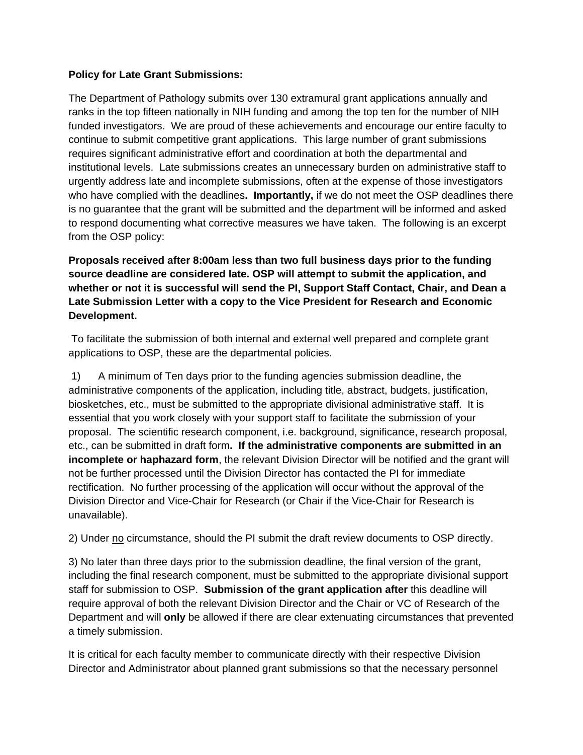**Policy for Late Grant Submissions:**

The Department of Pathology submits over 130 extramural grant applications annually and ranks in the top fifteen nationally in NIH funding and among the top ten for the number of NIH funded investigators. We are proud of these achievements and encourage our entire faculty to continue to submit competitive grant applications. This large number of grant submissions requires significant administrative effort and coordination at both the departmental and institutional levels. Late submissions creates an unnecessary burden on administrative staff to urgently address late and incomplete submissions, often at the expense of those investigators who have complied with the deadlines**. Importantly,** if we do not meet the OSP deadlines there is no guarantee that the grant will be submitted and the department will be informed and asked to respond documenting what corrective measures we have taken. The following is an excerpt from the OSP policy:

**Proposals received after 8:00am less than two full business days prior to the funding source deadline are considered late. OSP will attempt to submit the application, and whether or not it is successful will send the PI, Support Staff Contact, Chair, and Dean a Late Submission Letter with a copy to the Vice President for Research and Economic Development.**

To facilitate the submission of both <u>internal</u> and <u>external</u> well prepared and complete grant applications to OSP, these are the departmental policies.

1) A minimum of Ten days prior to the funding agencies submission deadline, the administrative components of the application, including title, abstract, budgets, justification, biosketches, etc., must be submitted to the appropriate divisional administrative staff. It is essential that you work closely with your support staff to facilitate the submission of your proposal. The scientific research component, i.e. background, significance, research proposal, etc., can be submitted in draft form**. If the administrative components are submitted in an incomplete or haphazard form**, the relevant Division Director will be notified and the grant will not be further processed until the Division Director has contacted the PI for immediate rectification. No further processing of the application will occur without the approval of the Division Director and Vice-Chair for Research (or Chair if the Vice-Chair for Research is unavailable).

2) Under <u>no</u> circumstance, should the PI submit the draft review documents to OSP directly.

3) No later than three days prior to the submission deadline, the final version of the grant, including the final research component, must be submitted to the appropriate divisional support staff for submission to OSP. **Submission of the grant application after** this deadline will require approval of both the relevant Division Director and the Chair or VC of Research of the Department and will **only** be allowed if there are clear extenuating circumstances that prevented a timely submission.

It is critical for each faculty member to communicate directly with their respective Division Director and Administrator about planned grant submissions so that the necessary personnel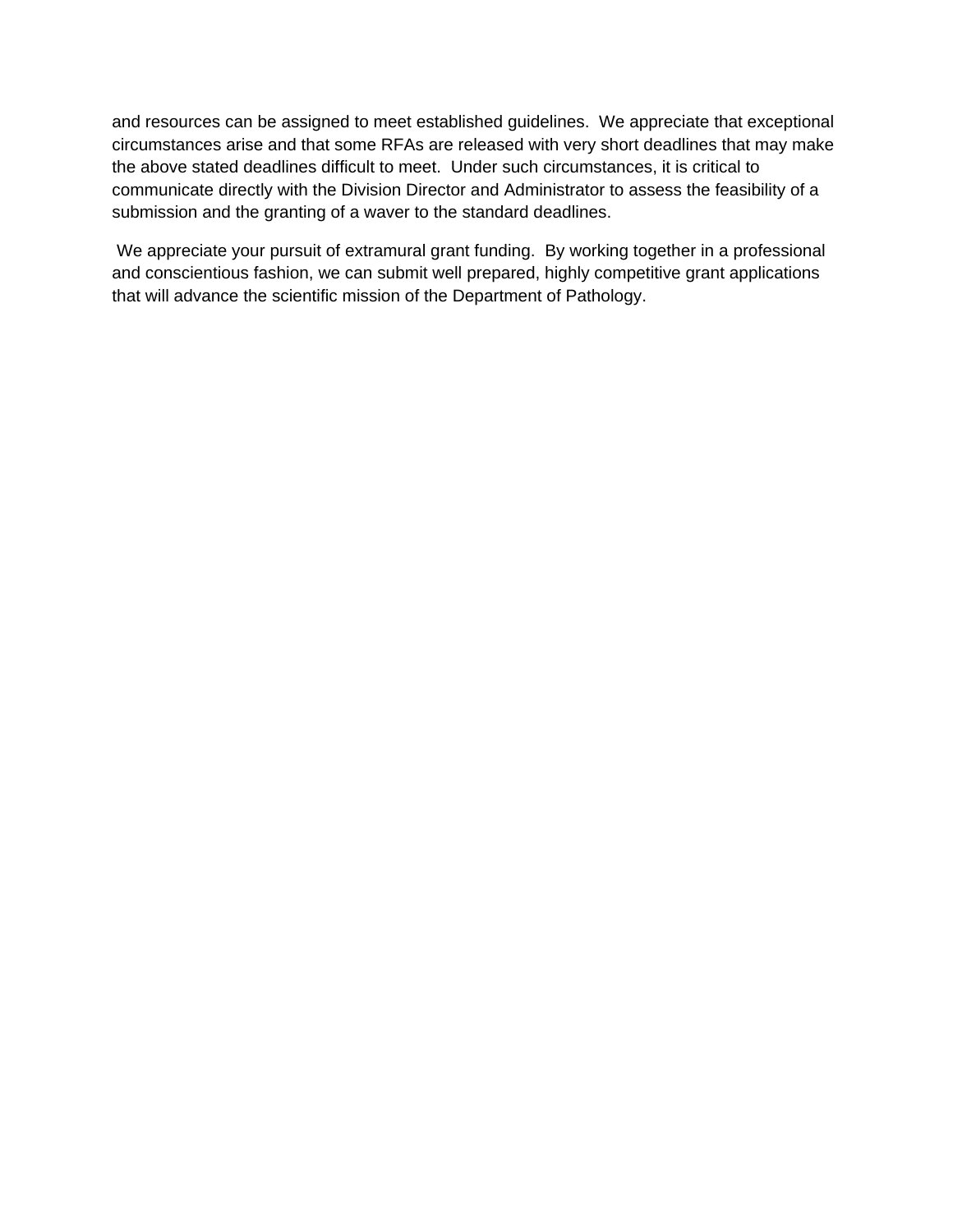and resources can be assigned to meet established guidelines.  We appreciate that exceptional circumstances arise and that some RFAs are released with very short deadlines that may make the above stated deadlines difficult to meet.  Under such circumstances, it is critical to communicate directly with the Division Director and Administrator to assess the feasibility of a submission and the granting of a waver to the standard deadlines.

We appreciate your pursuit of extramural grant funding.  By working together in a professional and conscientious fashion, we can submit well prepared, highly competitive grant applications that will advance the scientific mission of the Department of Pathology.